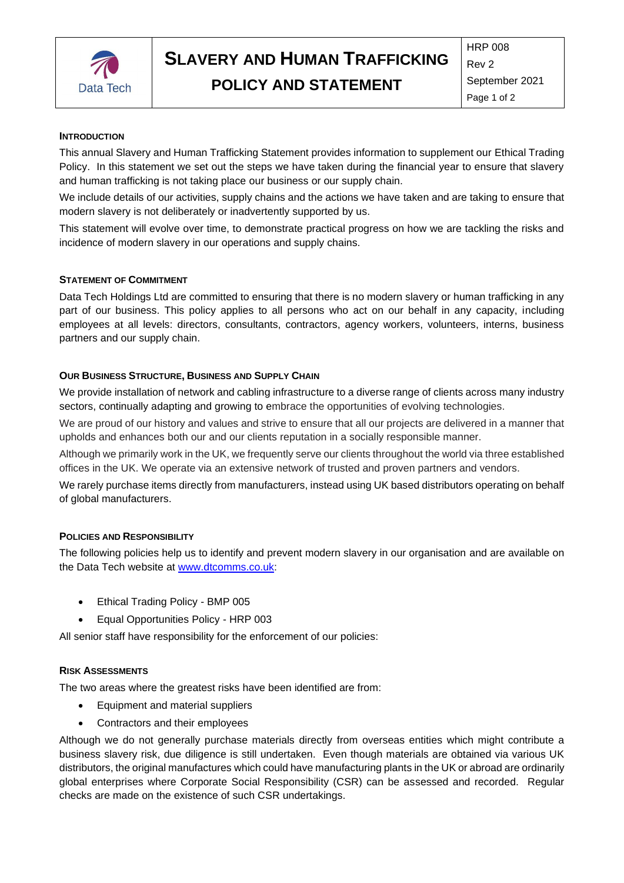# Slavery and Human Trafficking Policy and Statement

HRP 008
Rev 2
September 2021

## Introduction

This annual Slavery and Human Trafficking Statement provides information to supplement our Ethical Trading Policy. In this statement we set out the steps we have taken during the financial year to ensure that slavery and human trafficking is not taking place our business or our supply chain.

We include details of our activities, supply chains and the actions we have taken and are taking to ensure that modern slavery is not deliberately or inadvertently supported by us.

This statement will evolve over time, to demonstrate practical progress on how we are tackling the risks and incidence of modern slavery in our operations and supply chains.

## Statement of Commitment

Data Tech Holdings Ltd are committed to ensuring that there is no modern slavery or human trafficking in any part of our business. This policy applies to all persons who act on our behalf in any capacity, including employees at all levels: directors, consultants, contractors, agency workers, volunteers, interns, business partners and our supply chain.

## Our Business Structure, Business and Supply Chain

We provide installation of network and cabling infrastructure to a diverse range of clients across many industry sectors, continually adapting and growing to embrace the opportunities of evolving technologies.

We are proud of our history and values and strive to ensure that all our projects are delivered in a manner that upholds and enhances both our and our clients reputation in a socially responsible manner.

Although we primarily work in the UK, we frequently serve our clients throughout the world via three established offices in the UK. We operate via an extensive network of trusted and proven partners and vendors.

We rarely purchase items directly from manufacturers, instead using UK based distributors operating on behalf of global manufacturers.

## Policies and Responsibility

The following policies help us to identify and prevent modern slavery in our organisation and are available on the Data Tech website at www.dtcomms.co.uk:

- Ethical Trading Policy - BMP 005
- Equal Opportunities Policy - HRP 003

All senior staff have responsibility for the enforcement of our policies:

## Risk Assessments

The two areas where the greatest risks have been identified are from:

- Equipment and material suppliers
- Contractors and their employees

Although we do not generally purchase materials directly from overseas entities which might contribute a business slavery risk, due diligence is still undertaken. Even though materials are obtained via various UK distributors, the original manufactures which could have manufacturing plants in the UK or abroad are ordinarily global enterprises where Corporate Social Responsibility (CSR) can be assessed and recorded. Regular checks are made on the existence of such CSR undertakings.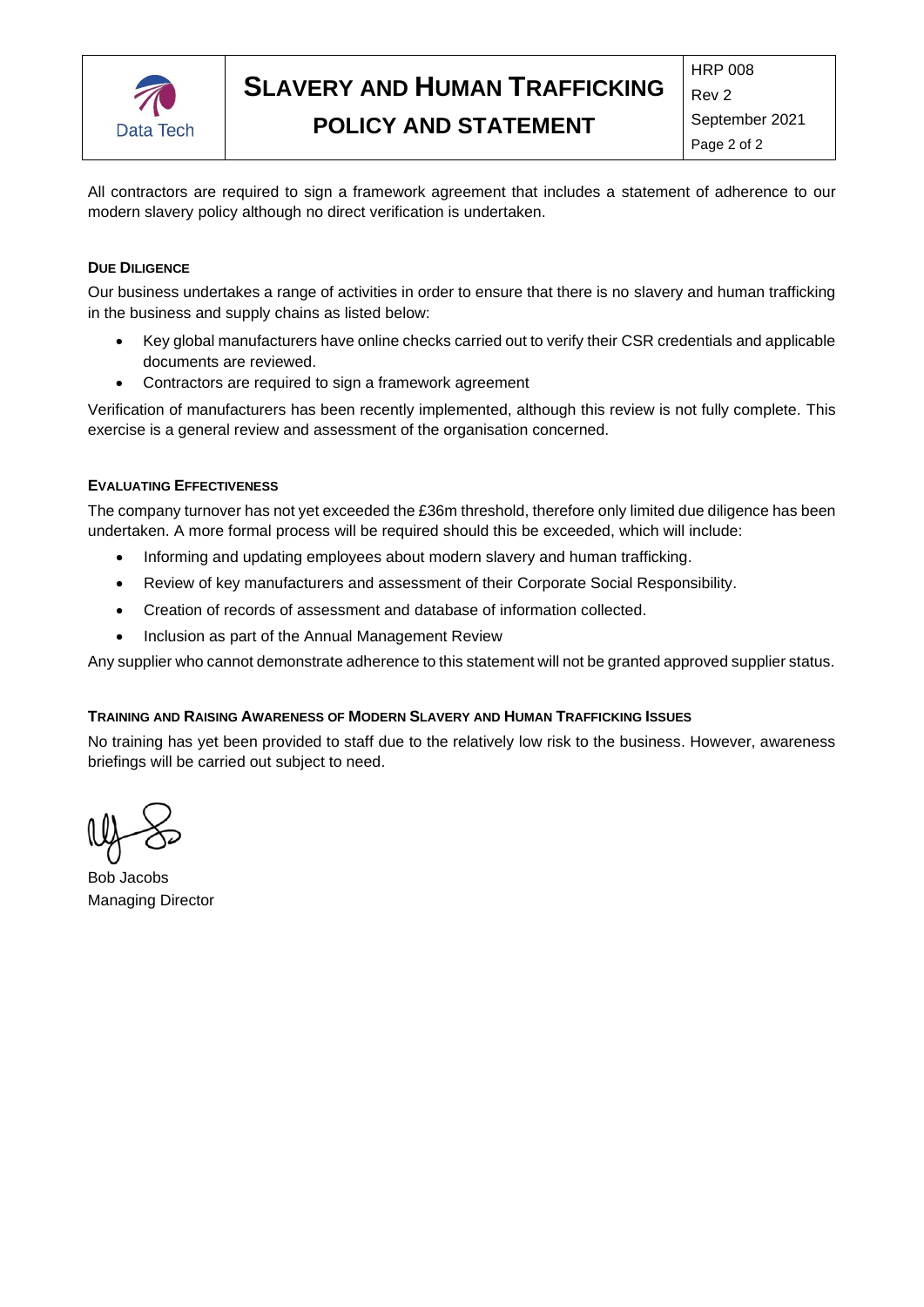All contractors are required to sign a framework agreement that includes a statement of adherence to our modern slavery policy although no direct verification is undertaken.

### DUE DILIGENCE

Our business undertakes a range of activities in order to ensure that there is no slavery and human trafficking in the business and supply chains as listed below:

- Key global manufacturers have online checks carried out to verify their CSR credentials and applicable documents are reviewed.
- Contractors are required to sign a framework agreement

Verification of manufacturers has been recently implemented, although this review is not fully complete. This exercise is a general review and assessment of the organisation concerned.

### EVALUATING EFFECTIVENESS

The company turnover has not yet exceeded the £36m threshold, therefore only limited due diligence has been undertaken. A more formal process will be required should this be exceeded, which will include:

- Informing and updating employees about modern slavery and human trafficking.
- Review of key manufacturers and assessment of their Corporate Social Responsibility.
- Creation of records of assessment and database of information collected.
- Inclusion as part of the Annual Management Review

Any supplier who cannot demonstrate adherence to this statement will not be granted approved supplier status.

### TRAINING AND RAISING AWARENESS OF MODERN SLAVERY AND HUMAN TRAFFICKING ISSUES

No training has yet been provided to staff due to the relatively low risk to the business. However, awareness briefings will be carried out subject to need.

Bob Jacobs
Managing Director